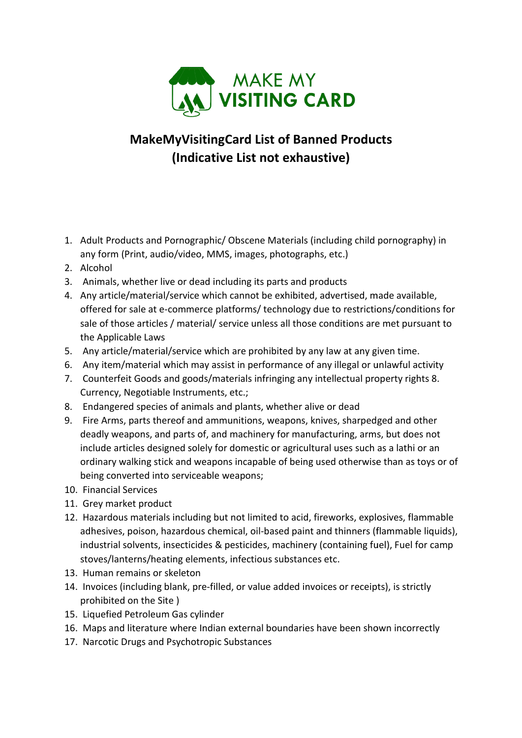MAKE MY VISITING CARD

# MakeMyVisitingCard List of Banned Products (Indicative List not exhaustive)

1. Adult Products and Pornographic/ Obscene Materials (including child pornography) in any form (Print, audio/video, MMS, images, photographs, etc.)
2. Alcohol
3. Animals, whether live or dead including its parts and products
4. Any article/material/service which cannot be exhibited, advertised, made available, offered for sale at e-commerce platforms/ technology due to restrictions/conditions for sale of those articles / material/ service unless all those conditions are met pursuant to the Applicable Laws
5. Any article/material/service which are prohibited by any law at any given time.
6. Any item/material which may assist in performance of any illegal or unlawful activity
7. Counterfeit Goods and goods/materials infringing any intellectual property rights 8. Currency, Negotiable Instruments, etc.;
8. Endangered species of animals and plants, whether alive or dead
9. Fire Arms, parts thereof and ammunitions, weapons, knives, sharpedged and other deadly weapons, and parts of, and machinery for manufacturing, arms, but does not include articles designed solely for domestic or agricultural uses such as a lathi or an ordinary walking stick and weapons incapable of being used otherwise than as toys or of being converted into serviceable weapons;
10. Financial Services
11. Grey market product
12. Hazardous materials including but not limited to acid, fireworks, explosives, flammable adhesives, poison, hazardous chemical, oil-based paint and thinners (flammable liquids), industrial solvents, insecticides & pesticides, machinery (containing fuel), Fuel for camp stoves/lanterns/heating elements, infectious substances etc.
13. Human remains or skeleton
14. Invoices (including blank, pre-filled, or value added invoices or receipts), is strictly prohibited on the Site )
15. Liquefied Petroleum Gas cylinder
16. Maps and literature where Indian external boundaries have been shown incorrectly
17. Narcotic Drugs and Psychotropic Substances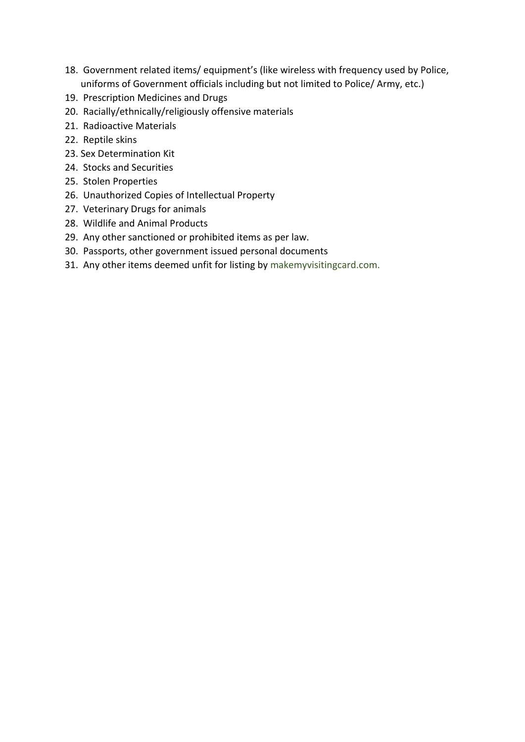18. Government related items/ equipment's (like wireless with frequency used by Police, uniforms of Government officials including but not limited to Police/ Army, etc.)
19. Prescription Medicines and Drugs
20. Racially/ethnically/religiously offensive materials
21. Radioactive Materials
22. Reptile skins
23. Sex Determination Kit
24. Stocks and Securities
25. Stolen Properties
26. Unauthorized Copies of Intellectual Property
27. Veterinary Drugs for animals
28. Wildlife and Animal Products
29. Any other sanctioned or prohibited items as per law.
30. Passports, other government issued personal documents
31. Any other items deemed unfit for listing by makemyvisitingcard.com.